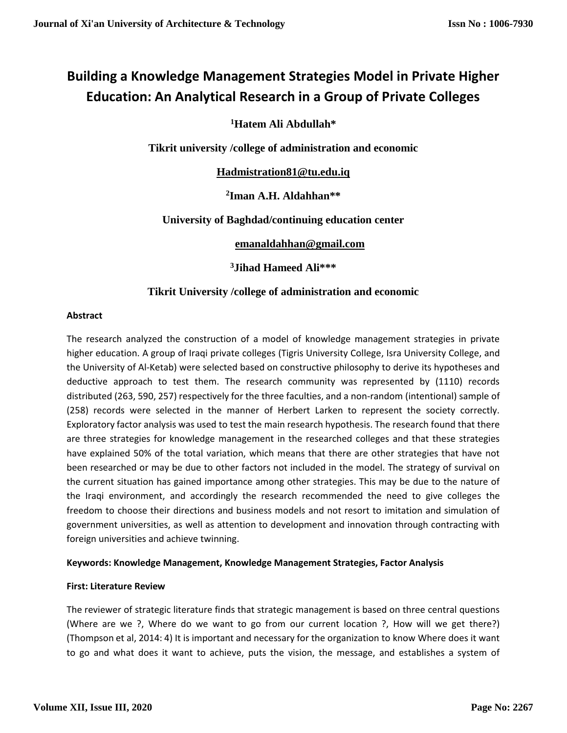# Building a Knowledge Management Strategies Model in Private Higher Education: An Analytical Research in a Group of Private Colleges

**[1]Hatem Ali Abdullah***

**Tikrit university /college of administration and economic**

**Hadmistration81@tu.edu.iq**

**[2]Iman A.H. Aldahhan****

**University of Baghdad/continuing education center**

**emanaldahhan@gmail.com**

**[3]Jihad Hameed Ali*****

**Tikrit University /college of administration and economic**

**Abstract**

The research analyzed the construction of a model of knowledge management strategies in private higher education. A group of Iraqi private colleges (Tigris University College, Isra University College, and the University of Al-Ketab) were selected based on constructive philosophy to derive its hypotheses and deductive approach to test them. The research community was represented by (1110) records distributed (263, 590, 257) respectively for the three faculties, and a non-random (intentional) sample of (258) records were selected in the manner of Herbert Larken to represent the society correctly. Exploratory factor analysis was used to test the main research hypothesis. The research found that there are three strategies for knowledge management in the researched colleges and that these strategies have explained 50% of the total variation, which means that there are other strategies that have not been researched or may be due to other factors not included in the model. The strategy of survival on the current situation has gained importance among other strategies. This may be due to the nature of the Iraqi environment, and accordingly the research recommended the need to give colleges the freedom to choose their directions and business models and not resort to imitation and simulation of government universities, as well as attention to development and innovation through contracting with foreign universities and achieve twinning.

**Keywords: Knowledge Management, Knowledge Management Strategies, Factor Analysis**

**First: Literature Review**

The reviewer of strategic literature finds that strategic management is based on three central questions (Where are we ?, Where do we want to go from our current location ?, How will we get there?) (Thompson et al, 2014: 4) It is important and necessary for the organization to know Where does it want to go and what does it want to achieve, puts the vision, the message, and establishes a system of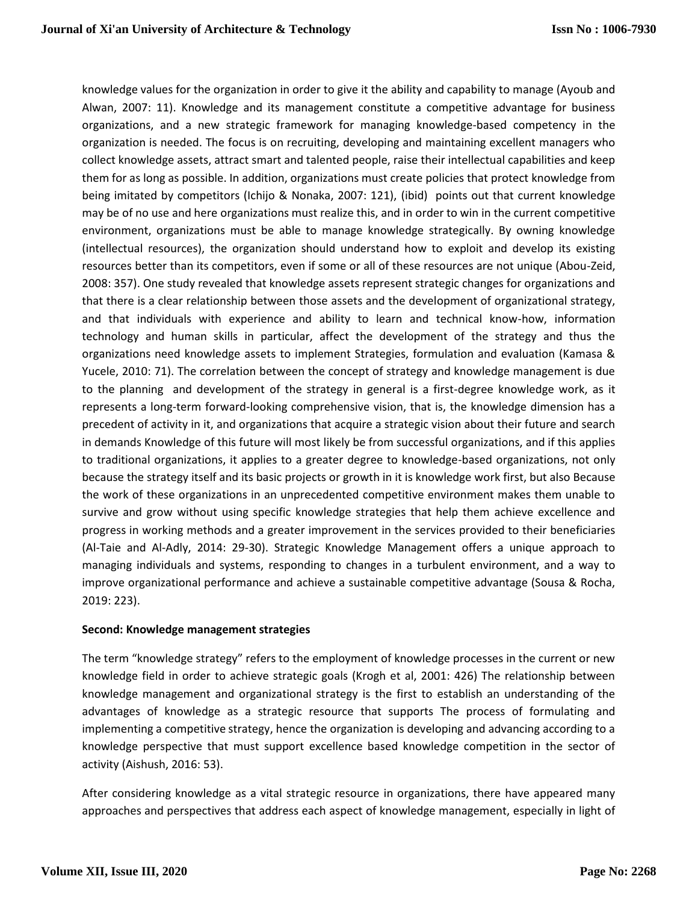knowledge values for the organization in order to give it the ability and capability to manage (Ayoub and Alwan, 2007: 11). Knowledge and its management constitute a competitive advantage for business organizations, and a new strategic framework for managing knowledge-based competency in the organization is needed. The focus is on recruiting, developing and maintaining excellent managers who collect knowledge assets, attract smart and talented people, raise their intellectual capabilities and keep them for as long as possible. In addition, organizations must create policies that protect knowledge from being imitated by competitors (Ichijo & Nonaka, 2007: 121), (ibid) points out that current knowledge may be of no use and here organizations must realize this, and in order to win in the current competitive environment, organizations must be able to manage knowledge strategically. By owning knowledge (intellectual resources), the organization should understand how to exploit and develop its existing resources better than its competitors, even if some or all of these resources are not unique (Abou-Zeid, 2008: 357). One study revealed that knowledge assets represent strategic changes for organizations and that there is a clear relationship between those assets and the development of organizational strategy, and that individuals with experience and ability to learn and technical know-how, information technology and human skills in particular, affect the development of the strategy and thus the organizations need knowledge assets to implement Strategies, formulation and evaluation (Kamasa & Yucele, 2010: 71). The correlation between the concept of strategy and knowledge management is due to the planning and development of the strategy in general is a first-degree knowledge work, as it represents a long-term forward-looking comprehensive vision, that is, the knowledge dimension has a precedent of activity in it, and organizations that acquire a strategic vision about their future and search in demands Knowledge of this future will most likely be from successful organizations, and if this applies to traditional organizations, it applies to a greater degree to knowledge-based organizations, not only because the strategy itself and its basic projects or growth in it is knowledge work first, but also Because the work of these organizations in an unprecedented competitive environment makes them unable to survive and grow without using specific knowledge strategies that help them achieve excellence and progress in working methods and a greater improvement in the services provided to their beneficiaries (Al-Taie and Al-Adly, 2014: 29-30). Strategic Knowledge Management offers a unique approach to managing individuals and systems, responding to changes in a turbulent environment, and a way to improve organizational performance and achieve a sustainable competitive advantage (Sousa & Rocha, 2019: 223).

**Second: Knowledge management strategies**

The term "knowledge strategy" refers to the employment of knowledge processes in the current or new knowledge field in order to achieve strategic goals (Krogh et al, 2001: 426) The relationship between knowledge management and organizational strategy is the first to establish an understanding of the advantages of knowledge as a strategic resource that supports The process of formulating and implementing a competitive strategy, hence the organization is developing and advancing according to a knowledge perspective that must support excellence based knowledge competition in the sector of activity (Aishush, 2016: 53).

After considering knowledge as a vital strategic resource in organizations, there have appeared many approaches and perspectives that address each aspect of knowledge management, especially in light of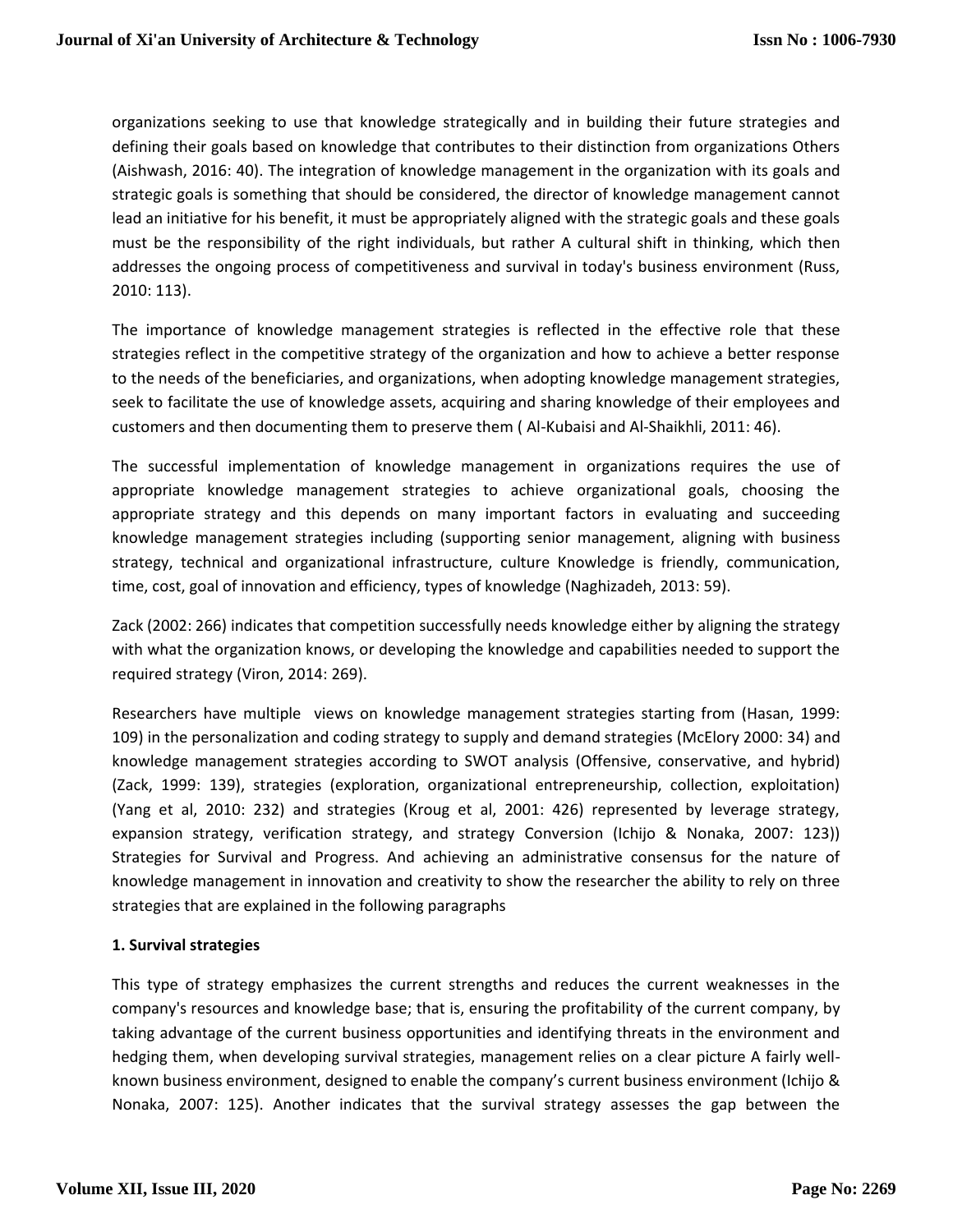organizations seeking to use that knowledge strategically and in building their future strategies and defining their goals based on knowledge that contributes to their distinction from organizations Others (Aishwash, 2016: 40). The integration of knowledge management in the organization with its goals and strategic goals is something that should be considered, the director of knowledge management cannot lead an initiative for his benefit, it must be appropriately aligned with the strategic goals and these goals must be the responsibility of the right individuals, but rather A cultural shift in thinking, which then addresses the ongoing process of competitiveness and survival in today's business environment (Russ, 2010: 113).

The importance of knowledge management strategies is reflected in the effective role that these strategies reflect in the competitive strategy of the organization and how to achieve a better response to the needs of the beneficiaries, and organizations, when adopting knowledge management strategies, seek to facilitate the use of knowledge assets, acquiring and sharing knowledge of their employees and customers and then documenting them to preserve them ( Al-Kubaisi and Al-Shaikhli, 2011: 46).

The successful implementation of knowledge management in organizations requires the use of appropriate knowledge management strategies to achieve organizational goals, choosing the appropriate strategy and this depends on many important factors in evaluating and succeeding knowledge management strategies including (supporting senior management, aligning with business strategy, technical and organizational infrastructure, culture Knowledge is friendly, communication, time, cost, goal of innovation and efficiency, types of knowledge (Naghizadeh, 2013: 59).

Zack (2002: 266) indicates that competition successfully needs knowledge either by aligning the strategy with what the organization knows, or developing the knowledge and capabilities needed to support the required strategy (Viron, 2014: 269).

Researchers have multiple views on knowledge management strategies starting from (Hasan, 1999: 109) in the personalization and coding strategy to supply and demand strategies (McElory 2000: 34) and knowledge management strategies according to SWOT analysis (Offensive, conservative, and hybrid) (Zack, 1999: 139), strategies (exploration, organizational entrepreneurship, collection, exploitation) (Yang et al, 2010: 232) and strategies (Kroug et al, 2001: 426) represented by leverage strategy, expansion strategy, verification strategy, and strategy Conversion (Ichijo & Nonaka, 2007: 123)) Strategies for Survival and Progress. And achieving an administrative consensus for the nature of knowledge management in innovation and creativity to show the researcher the ability to rely on three strategies that are explained in the following paragraphs

**1. Survival strategies**

This type of strategy emphasizes the current strengths and reduces the current weaknesses in the company's resources and knowledge base; that is, ensuring the profitability of the current company, by taking advantage of the current business opportunities and identifying threats in the environment and hedging them, when developing survival strategies, management relies on a clear picture A fairly well-known business environment, designed to enable the company's current business environment (Ichijo & Nonaka, 2007: 125). Another indicates that the survival strategy assesses the gap between the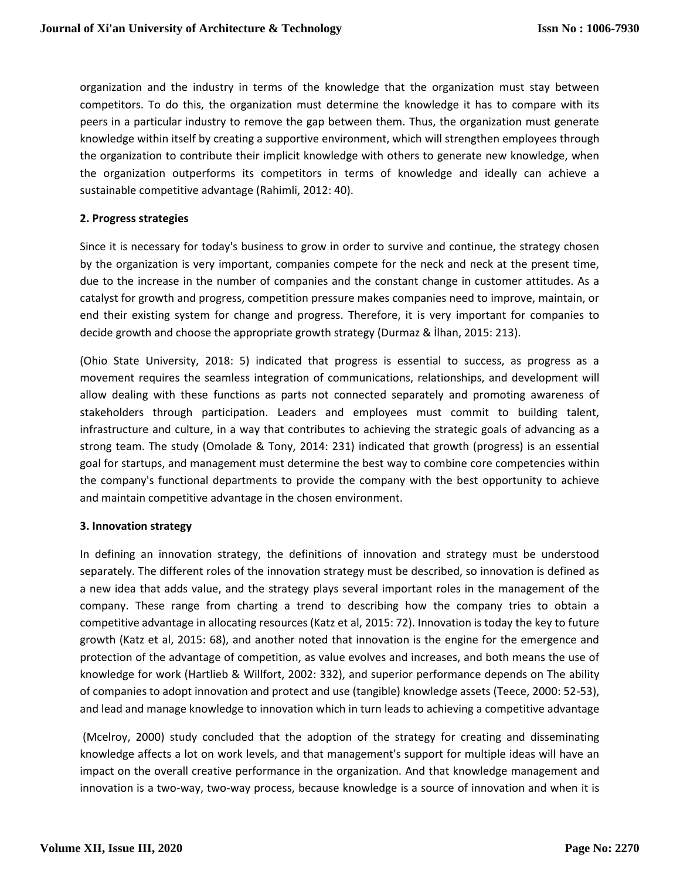organization and the industry in terms of the knowledge that the organization must stay between competitors. To do this, the organization must determine the knowledge it has to compare with its peers in a particular industry to remove the gap between them. Thus, the organization must generate knowledge within itself by creating a supportive environment, which will strengthen employees through the organization to contribute their implicit knowledge with others to generate new knowledge, when the organization outperforms its competitors in terms of knowledge and ideally can achieve a sustainable competitive advantage (Rahimli, 2012: 40).

**2. Progress strategies**

Since it is necessary for today's business to grow in order to survive and continue, the strategy chosen by the organization is very important, companies compete for the neck and neck at the present time, due to the increase in the number of companies and the constant change in customer attitudes. As a catalyst for growth and progress, competition pressure makes companies need to improve, maintain, or end their existing system for change and progress. Therefore, it is very important for companies to decide growth and choose the appropriate growth strategy (Durmaz & İlhan, 2015: 213).

(Ohio State University, 2018: 5) indicated that progress is essential to success, as progress as a movement requires the seamless integration of communications, relationships, and development will allow dealing with these functions as parts not connected separately and promoting awareness of stakeholders through participation. Leaders and employees must commit to building talent, infrastructure and culture, in a way that contributes to achieving the strategic goals of advancing as a strong team. The study (Omolade & Tony, 2014: 231) indicated that growth (progress) is an essential goal for startups, and management must determine the best way to combine core competencies within the company's functional departments to provide the company with the best opportunity to achieve and maintain competitive advantage in the chosen environment.

**3. Innovation strategy**

In defining an innovation strategy, the definitions of innovation and strategy must be understood separately. The different roles of the innovation strategy must be described, so innovation is defined as a new idea that adds value, and the strategy plays several important roles in the management of the company. These range from charting a trend to describing how the company tries to obtain a competitive advantage in allocating resources (Katz et al, 2015: 72). Innovation is today the key to future growth (Katz et al, 2015: 68), and another noted that innovation is the engine for the emergence and protection of the advantage of competition, as value evolves and increases, and both means the use of knowledge for work (Hartlieb & Willfort, 2002: 332), and superior performance depends on The ability of companies to adopt innovation and protect and use (tangible) knowledge assets (Teece, 2000: 52-53), and lead and manage knowledge to innovation which in turn leads to achieving a competitive advantage

(Mcelroy, 2000) study concluded that the adoption of the strategy for creating and disseminating knowledge affects a lot on work levels, and that management's support for multiple ideas will have an impact on the overall creative performance in the organization. And that knowledge management and innovation is a two-way, two-way process, because knowledge is a source of innovation and when it is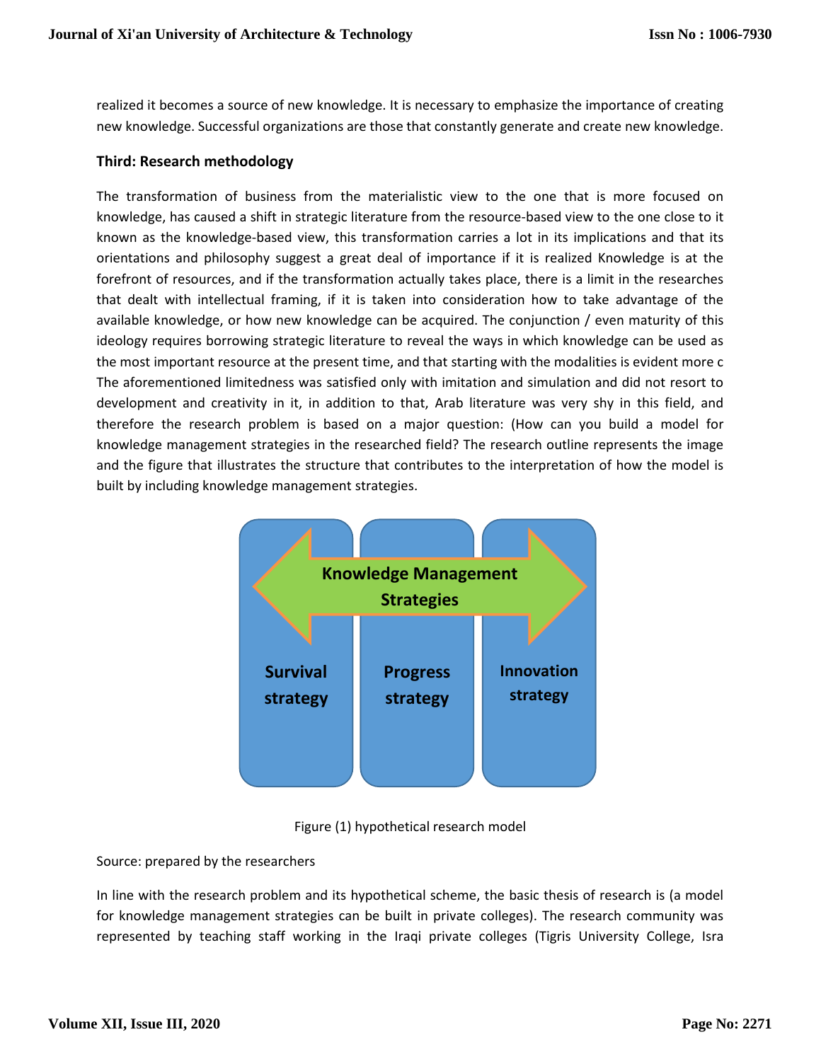realized it becomes a source of new knowledge. It is necessary to emphasize the importance of creating new knowledge. Successful organizations are those that constantly generate and create new knowledge.

### Third: Research methodology

The transformation of business from the materialistic view to the one that is more focused on knowledge, has caused a shift in strategic literature from the resource-based view to the one close to it known as the knowledge-based view, this transformation carries a lot in its implications and that its orientations and philosophy suggest a great deal of importance if it is realized Knowledge is at the forefront of resources, and if the transformation actually takes place, there is a limit in the researches that dealt with intellectual framing, if it is taken into consideration how to take advantage of the available knowledge, or how new knowledge can be acquired. The conjunction / even maturity of this ideology requires borrowing strategic literature to reveal the ways in which knowledge can be used as the most important resource at the present time, and that starting with the modalities is evident more c The aforementioned limitedness was satisfied only with imitation and simulation and did not resort to development and creativity in it, in addition to that, Arab literature was very shy in this field, and therefore the research problem is based on a major question: (How can you build a model for knowledge management strategies in the researched field? The research outline represents the image and the figure that illustrates the structure that contributes to the interpretation of how the model is built by including knowledge management strategies.

Knowledge Management Strategies

Survival strategy | Progress strategy | Innovation strategy

Figure (1) hypothetical research model

Source: prepared by the researchers

In line with the research problem and its hypothetical scheme, the basic thesis of research is (a model for knowledge management strategies can be built in private colleges). The research community was represented by teaching staff working in the Iraqi private colleges (Tigris University College, Isra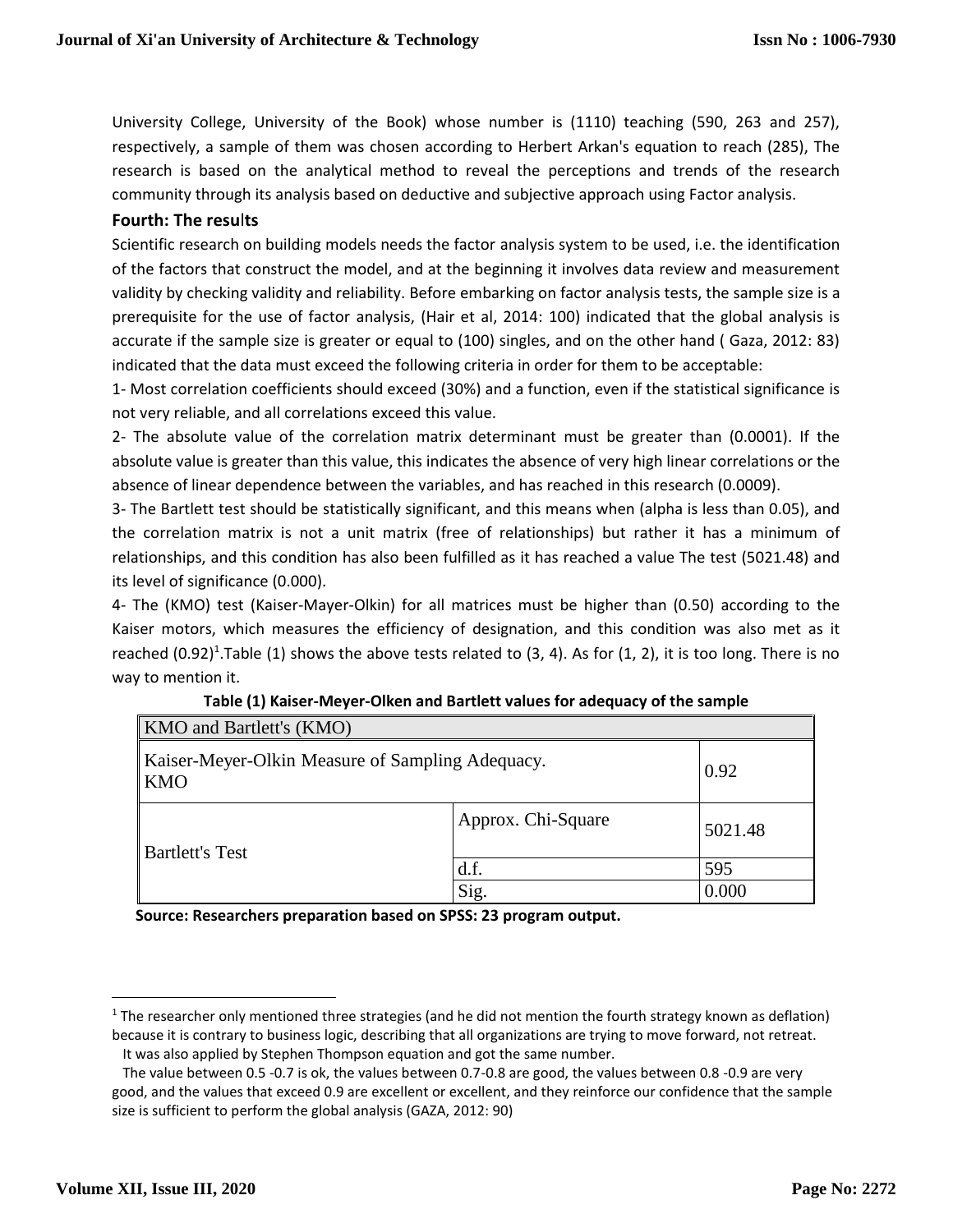University College, University of the Book) whose number is (1110) teaching (590, 263 and 257), respectively, a sample of them was chosen according to Herbert Arkan's equation to reach (285), The research is based on the analytical method to reveal the perceptions and trends of the research community through its analysis based on deductive and subjective approach using Factor analysis.

## Fourth: The results

Scientific research on building models needs the factor analysis system to be used, i.e. the identification of the factors that construct the model, and at the beginning it involves data review and measurement validity by checking validity and reliability. Before embarking on factor analysis tests, the sample size is a prerequisite for the use of factor analysis, (Hair et al, 2014: 100) indicated that the global analysis is accurate if the sample size is greater or equal to (100) singles, and on the other hand ( Gaza, 2012: 83) indicated that the data must exceed the following criteria in order for them to be acceptable:

1- Most correlation coefficients should exceed (30%) and a function, even if the statistical significance is not very reliable, and all correlations exceed this value.

2- The absolute value of the correlation matrix determinant must be greater than (0.0001). If the absolute value is greater than this value, this indicates the absence of very high linear correlations or the absence of linear dependence between the variables, and has reached in this research (0.0009).

3- The Bartlett test should be statistically significant, and this means when (alpha is less than 0.05), and the correlation matrix is not a unit matrix (free of relationships) but rather it has a minimum of relationships, and this condition has also been fulfilled as it has reached a value The test (5021.48) and its level of significance (0.000).

4- The (KMO) test (Kaiser-Mayer-Olkin) for all matrices must be higher than (0.50) according to the Kaiser motors, which measures the efficiency of designation, and this condition was also met as it reached (0.92)[1].Table (1) shows the above tests related to (3, 4). As for (1, 2), it is too long. There is no way to mention it.

**Table (1) Kaiser-Meyer-Olken and Bartlett values for adequacy of the sample**

| KMO and Bartlett's (KMO) | | |
|---|---|---|
| Kaiser-Meyer-Olkin Measure of Sampling Adequacy. KMO | | 0.92 |
| Bartlett's Test | Approx. Chi-Square | 5021.48 |
| | d.f. | 595 |
| | Sig. | 0.000 |

**Source: Researchers preparation based on SPSS: 23 program output.**

---

[1] The researcher only mentioned three strategies (and he did not mention the fourth strategy known as deflation) because it is contrary to business logic, describing that all organizations are trying to move forward, not retreat.

It was also applied by Stephen Thompson equation and got the same number.

The value between 0.5 -0.7 is ok, the values between 0.7-0.8 are good, the values between 0.8 -0.9 are very good, and the values that exceed 0.9 are excellent or excellent, and they reinforce our confidence that the sample size is sufficient to perform the global analysis (GAZA, 2012: 90)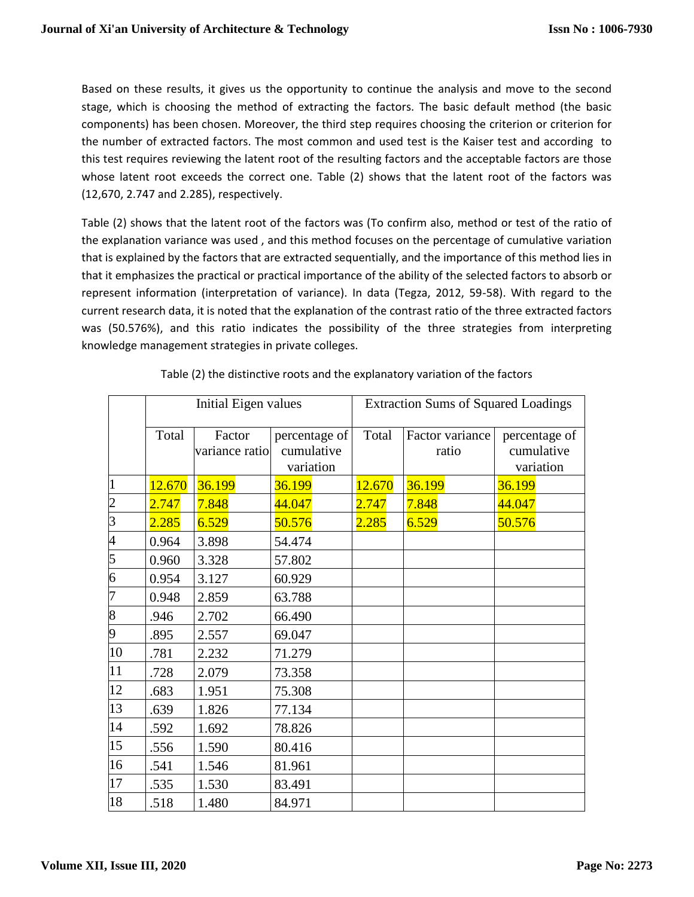Based on these results, it gives us the opportunity to continue the analysis and move to the second stage, which is choosing the method of extracting the factors. The basic default method (the basic components) has been chosen. Moreover, the third step requires choosing the criterion or criterion for the number of extracted factors. The most common and used test is the Kaiser test and according to this test requires reviewing the latent root of the resulting factors and the acceptable factors are those whose latent root exceeds the correct one. Table (2) shows that the latent root of the factors was (12,670, 2.747 and 2.285), respectively.

Table (2) shows that the latent root of the factors was (To confirm also, method or test of the ratio of the explanation variance was used , and this method focuses on the percentage of cumulative variation that is explained by the factors that are extracted sequentially, and the importance of this method lies in that it emphasizes the practical or practical importance of the ability of the selected factors to absorb or represent information (interpretation of variance). In data (Tegza, 2012, 59-58). With regard to the current research data, it is noted that the explanation of the contrast ratio of the three extracted factors was (50.576%), and this ratio indicates the possibility of the three strategies from interpreting knowledge management strategies in private colleges.

Table (2) the distinctive roots and the explanatory variation of the factors

| | Initial Eigen values | | | Extraction Sums of Squared Loadings | | |
|---|---|---|---|---|---|---|
| | Total | Factor variance ratio | percentage of cumulative variation | Total | Factor variance ratio | percentage of cumulative variation |
| 1 | 12.670 | 36.199 | 36.199 | 12.670 | 36.199 | 36.199 |
| 2 | 2.747 | 7.848 | 44.047 | 2.747 | 7.848 | 44.047 |
| 3 | 2.285 | 6.529 | 50.576 | 2.285 | 6.529 | 50.576 |
| 4 | 0.964 | 3.898 | 54.474 | | | |
| 5 | 0.960 | 3.328 | 57.802 | | | |
| 6 | 0.954 | 3.127 | 60.929 | | | |
| 7 | 0.948 | 2.859 | 63.788 | | | |
| 8 | .946 | 2.702 | 66.490 | | | |
| 9 | .895 | 2.557 | 69.047 | | | |
| 10 | .781 | 2.232 | 71.279 | | | |
| 11 | .728 | 2.079 | 73.358 | | | |
| 12 | .683 | 1.951 | 75.308 | | | |
| 13 | .639 | 1.826 | 77.134 | | | |
| 14 | .592 | 1.692 | 78.826 | | | |
| 15 | .556 | 1.590 | 80.416 | | | |
| 16 | .541 | 1.546 | 81.961 | | | |
| 17 | .535 | 1.530 | 83.491 | | | |
| 18 | .518 | 1.480 | 84.971 | | | |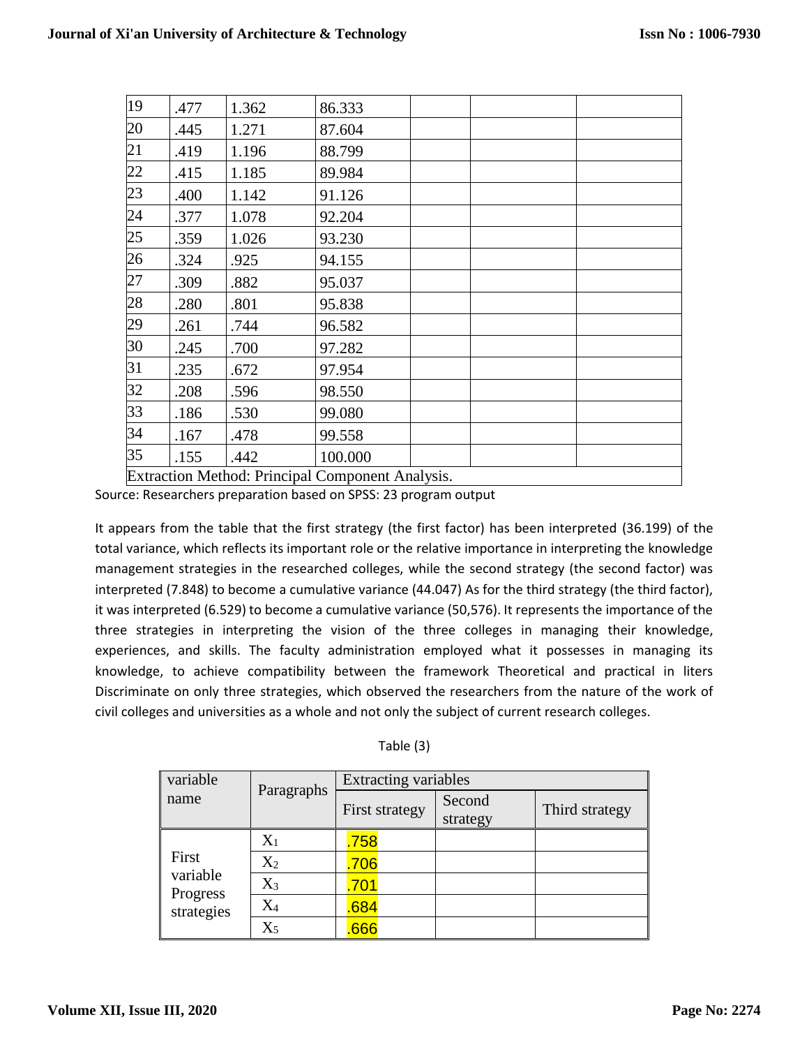| | | | | | | |
|---|---|---|---|---|---|---|
| 19 | .477 | 1.362 | 86.333 | | | |
| 20 | .445 | 1.271 | 87.604 | | | |
| 21 | .419 | 1.196 | 88.799 | | | |
| 22 | .415 | 1.185 | 89.984 | | | |
| 23 | .400 | 1.142 | 91.126 | | | |
| 24 | .377 | 1.078 | 92.204 | | | |
| 25 | .359 | 1.026 | 93.230 | | | |
| 26 | .324 | .925 | 94.155 | | | |
| 27 | .309 | .882 | 95.037 | | | |
| 28 | .280 | .801 | 95.838 | | | |
| 29 | .261 | .744 | 96.582 | | | |
| 30 | .245 | .700 | 97.282 | | | |
| 31 | .235 | .672 | 97.954 | | | |
| 32 | .208 | .596 | 98.550 | | | |
| 33 | .186 | .530 | 99.080 | | | |
| 34 | .167 | .478 | 99.558 | | | |
| 35 | .155 | .442 | 100.000 | | | |
| Extraction Method: Principal Component Analysis. | | | | | | |

Source: Researchers preparation based on SPSS: 23 program output

It appears from the table that the first strategy (the first factor) has been interpreted (36.199) of the total variance, which reflects its important role or the relative importance in interpreting the knowledge management strategies in the researched colleges, while the second strategy (the second factor) was interpreted (7.848) to become a cumulative variance (44.047) As for the third strategy (the third factor), it was interpreted (6.529) to become a cumulative variance (50,576). It represents the importance of the three strategies in interpreting the vision of the three colleges in managing their knowledge, experiences, and skills. The faculty administration employed what it possesses in managing its knowledge, to achieve compatibility between the framework Theoretical and practical in liters Discriminate on only three strategies, which observed the researchers from the nature of the work of civil colleges and universities as a whole and not only the subject of current research colleges.

Table (3)

| variable name | Paragraphs | Extracting variables | | |
|---|---|---|---|---|
| | | First strategy | Second strategy | Third strategy |
| First variable Progress strategies | $X_1$ | .758 | | |
| | $X_2$ | .706 | | |
| | $X_3$ | .701 | | |
| | $X_4$ | .684 | | |
| | $X_5$ | .666 | | |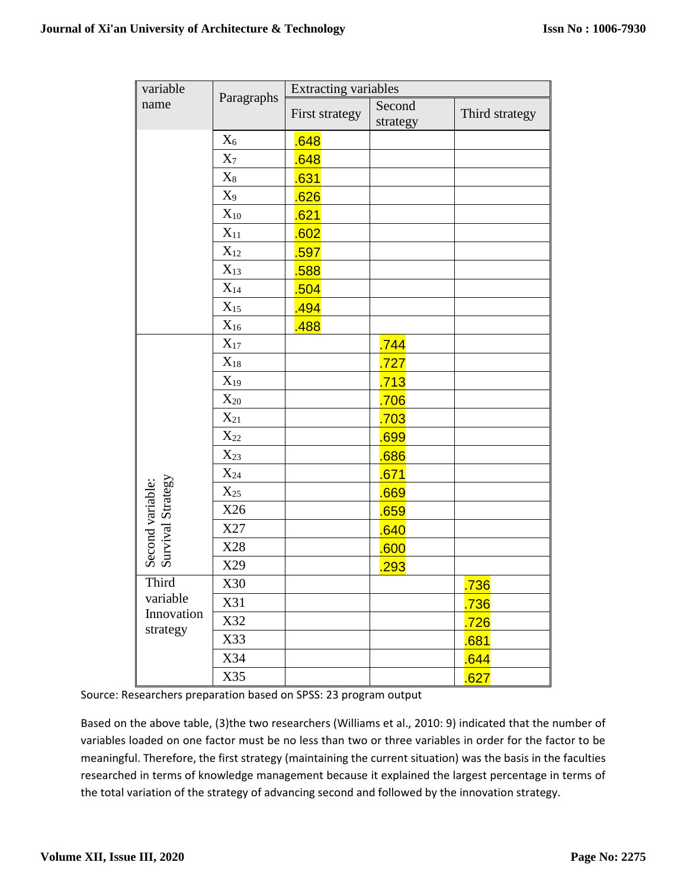| variable name | Paragraphs | Extracting variables | | |
|---|---|---|---|---|
| | | First strategy | Second strategy | Third strategy |
| | $X_6$ | .648 | | |
| | $X_7$ | .648 | | |
| | $X_8$ | .631 | | |
| | $X_9$ | .626 | | |
| | $X_{10}$ | .621 | | |
| | $X_{11}$ | .602 | | |
| | $X_{12}$ | .597 | | |
| | $X_{13}$ | .588 | | |
| | $X_{14}$ | .504 | | |
| | $X_{15}$ | .494 | | |
| | $X_{16}$ | .488 | | |
| Second variable: Survival Strategy | $X_{17}$ | | .744 | |
| | $X_{18}$ | | .727 | |
| | $X_{19}$ | | .713 | |
| | $X_{20}$ | | .706 | |
| | $X_{21}$ | | .703 | |
| | $X_{22}$ | | .699 | |
| | $X_{23}$ | | .686 | |
| | $X_{24}$ | | .671 | |
| | $X_{25}$ | | .669 | |
| | X26 | | .659 | |
| | X27 | | .640 | |
| | X28 | | .600 | |
| | X29 | | .293 | |
| Third variable Innovation strategy | X30 | | | .736 |
| | X31 | | | .736 |
| | X32 | | | .726 |
| | X33 | | | .681 |
| | X34 | | | .644 |
| | X35 | | | .627 |

Source: Researchers preparation based on SPSS: 23 program output

Based on the above table, (3)the two researchers (Williams et al., 2010: 9) indicated that the number of variables loaded on one factor must be no less than two or three variables in order for the factor to be meaningful. Therefore, the first strategy (maintaining the current situation) was the basis in the faculties researched in terms of knowledge management because it explained the largest percentage in terms of the total variation of the strategy of advancing second and followed by the innovation strategy.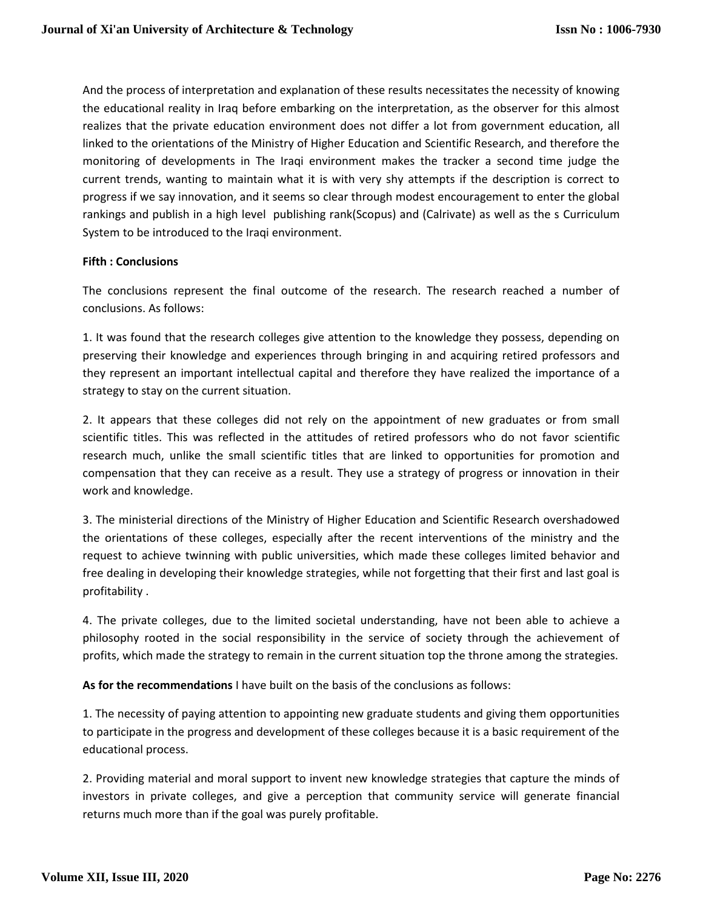And the process of interpretation and explanation of these results necessitates the necessity of knowing the educational reality in Iraq before embarking on the interpretation, as the observer for this almost realizes that the private education environment does not differ a lot from government education, all linked to the orientations of the Ministry of Higher Education and Scientific Research, and therefore the monitoring of developments in The Iraqi environment makes the tracker a second time judge the current trends, wanting to maintain what it is with very shy attempts if the description is correct to progress if we say innovation, and it seems so clear through modest encouragement to enter the global rankings and publish in a high level publishing rank(Scopus) and (Calrivate) as well as the s Curriculum System to be introduced to the Iraqi environment.

**Fifth : Conclusions**

The conclusions represent the final outcome of the research. The research reached a number of conclusions. As follows:

1. It was found that the research colleges give attention to the knowledge they possess, depending on preserving their knowledge and experiences through bringing in and acquiring retired professors and they represent an important intellectual capital and therefore they have realized the importance of a strategy to stay on the current situation.

2. It appears that these colleges did not rely on the appointment of new graduates or from small scientific titles. This was reflected in the attitudes of retired professors who do not favor scientific research much, unlike the small scientific titles that are linked to opportunities for promotion and compensation that they can receive as a result. They use a strategy of progress or innovation in their work and knowledge.

3. The ministerial directions of the Ministry of Higher Education and Scientific Research overshadowed the orientations of these colleges, especially after the recent interventions of the ministry and the request to achieve twinning with public universities, which made these colleges limited behavior and free dealing in developing their knowledge strategies, while not forgetting that their first and last goal is profitability .

4. The private colleges, due to the limited societal understanding, have not been able to achieve a philosophy rooted in the social responsibility in the service of society through the achievement of profits, which made the strategy to remain in the current situation top the throne among the strategies.

**As for the recommendations** I have built on the basis of the conclusions as follows:

1. The necessity of paying attention to appointing new graduate students and giving them opportunities to participate in the progress and development of these colleges because it is a basic requirement of the educational process.

2. Providing material and moral support to invent new knowledge strategies that capture the minds of investors in private colleges, and give a perception that community service will generate financial returns much more than if the goal was purely profitable.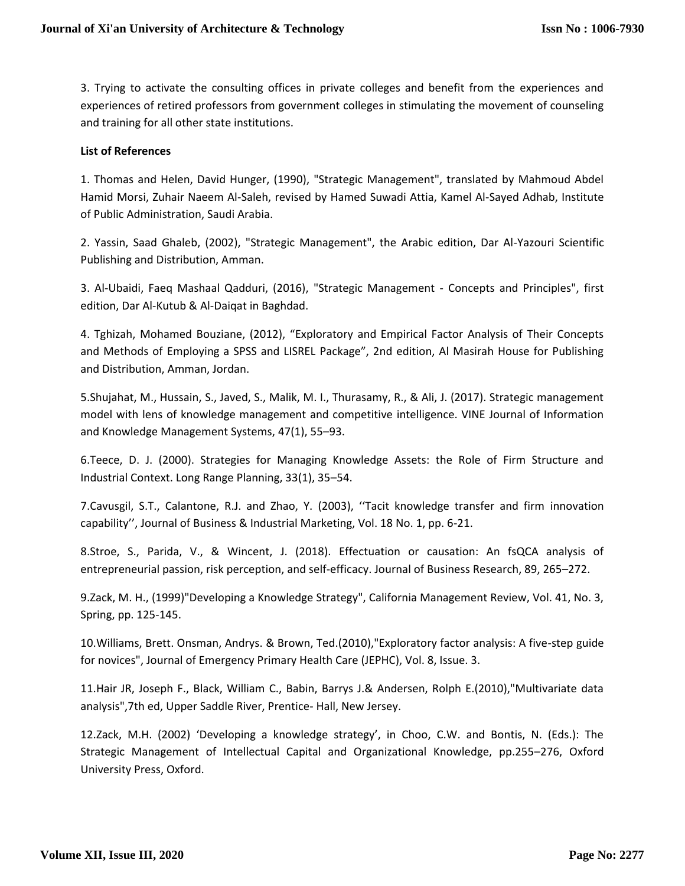3. Trying to activate the consulting offices in private colleges and benefit from the experiences and experiences of retired professors from government colleges in stimulating the movement of counseling and training for all other state institutions.

**List of References**

1. Thomas and Helen, David Hunger, (1990), "Strategic Management", translated by Mahmoud Abdel Hamid Morsi, Zuhair Naeem Al-Saleh, revised by Hamed Suwadi Attia, Kamel Al-Sayed Adhab, Institute of Public Administration, Saudi Arabia.

2. Yassin, Saad Ghaleb, (2002), "Strategic Management", the Arabic edition, Dar Al-Yazouri Scientific Publishing and Distribution, Amman.

3. Al-Ubaidi, Faeq Mashaal Qadduri, (2016), "Strategic Management - Concepts and Principles", first edition, Dar Al-Kutub & Al-Daiqat in Baghdad.

4. Tghizah, Mohamed Bouziane, (2012), "Exploratory and Empirical Factor Analysis of Their Concepts and Methods of Employing a SPSS and LISREL Package", 2nd edition, Al Masirah House for Publishing and Distribution, Amman, Jordan.

5.Shujahat, M., Hussain, S., Javed, S., Malik, M. I., Thurasamy, R., & Ali, J. (2017). Strategic management model with lens of knowledge management and competitive intelligence. VINE Journal of Information and Knowledge Management Systems, 47(1), 55–93.

6.Teece, D. J. (2000). Strategies for Managing Knowledge Assets: the Role of Firm Structure and Industrial Context. Long Range Planning, 33(1), 35–54.

7.Cavusgil, S.T., Calantone, R.J. and Zhao, Y. (2003), ''Tacit knowledge transfer and firm innovation capability'', Journal of Business & Industrial Marketing, Vol. 18 No. 1, pp. 6-21.

8.Stroe, S., Parida, V., & Wincent, J. (2018). Effectuation or causation: An fsQCA analysis of entrepreneurial passion, risk perception, and self-efficacy. Journal of Business Research, 89, 265–272.

9.Zack, M. H., (1999)"Developing a Knowledge Strategy", California Management Review, Vol. 41, No. 3, Spring, pp. 125-145.

10.Williams, Brett. Onsman, Andrys. & Brown, Ted.(2010),"Exploratory factor analysis: A five-step guide for novices", Journal of Emergency Primary Health Care (JEPHC), Vol. 8, Issue. 3.

11.Hair JR, Joseph F., Black, William C., Babin, Barrys J.& Andersen, Rolph E.(2010),"Multivariate data analysis",7th ed, Upper Saddle River, Prentice- Hall, New Jersey.

12.Zack, M.H. (2002) 'Developing a knowledge strategy', in Choo, C.W. and Bontis, N. (Eds.): The Strategic Management of Intellectual Capital and Organizational Knowledge, pp.255–276, Oxford University Press, Oxford.